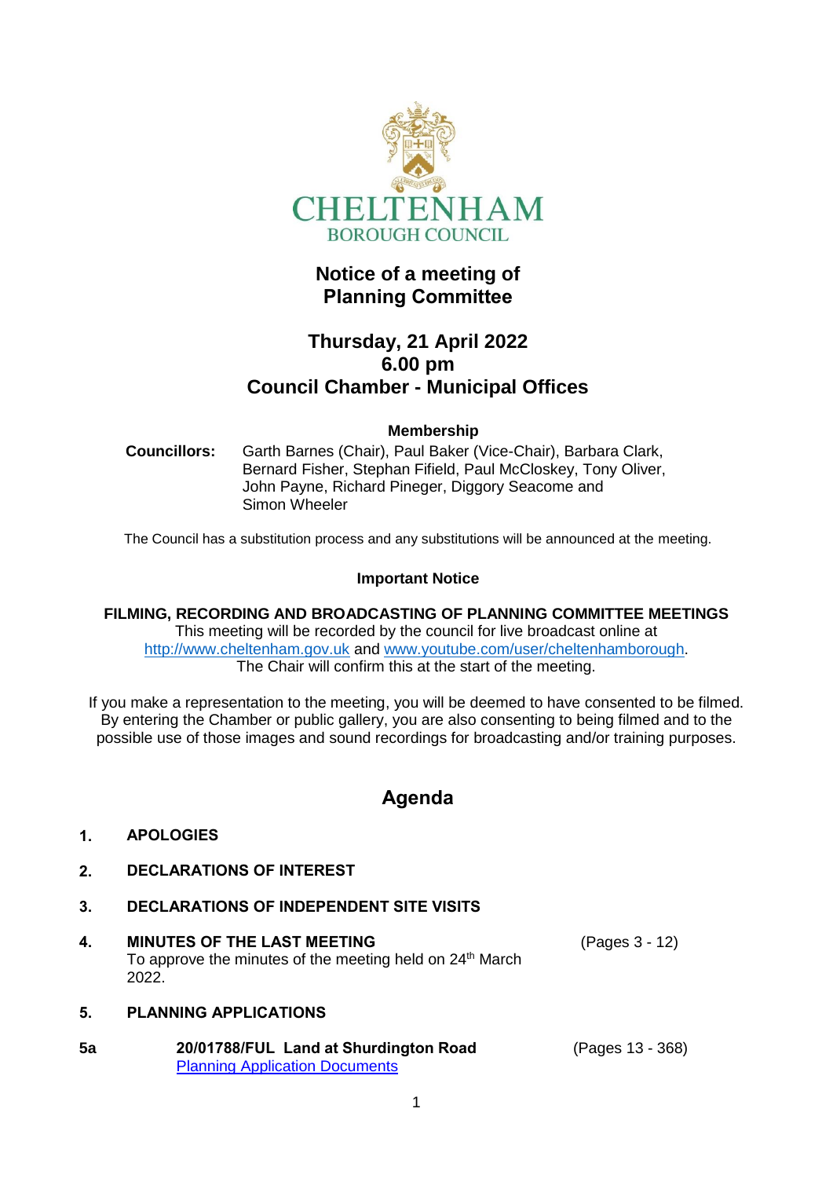CHELTENHAM
BOROUGH COUNCIL

# Notice of a meeting of Planning Committee

## Thursday, 21 April 2022
## 6.00 pm
## Council Chamber - Municipal Offices

**Membership**

**Councillors:** Garth Barnes (Chair), Paul Baker (Vice-Chair), Barbara Clark, Bernard Fisher, Stephan Fifield, Paul McCloskey, Tony Oliver, John Payne, Richard Pineger, Diggory Seacome and Simon Wheeler

The Council has a substitution process and any substitutions will be announced at the meeting.

**Important Notice**

**FILMING, RECORDING AND BROADCASTING OF PLANNING COMMITTEE MEETINGS**
This meeting will be recorded by the council for live broadcast online at [http://www.cheltenham.gov.uk](http://www.cheltenham.gov.uk) and [www.youtube.com/user/cheltenhamborough](www.youtube.com/user/cheltenhamborough).
The Chair will confirm this at the start of the meeting.

If you make a representation to the meeting, you will be deemed to have consented to be filmed. By entering the Chamber or public gallery, you are also consenting to being filmed and to the possible use of those images and sound recordings for broadcasting and/or training purposes.

## Agenda

**1. APOLOGIES**

**2. DECLARATIONS OF INTEREST**

**3. DECLARATIONS OF INDEPENDENT SITE VISITS**

**4. MINUTES OF THE LAST MEETING** (Pages 3 - 12)
To approve the minutes of the meeting held on 24th March 2022.

**5. PLANNING APPLICATIONS**

**5a** **20/01788/FUL Land at Shurdington Road** (Pages 13 - 368)
Planning Application Documents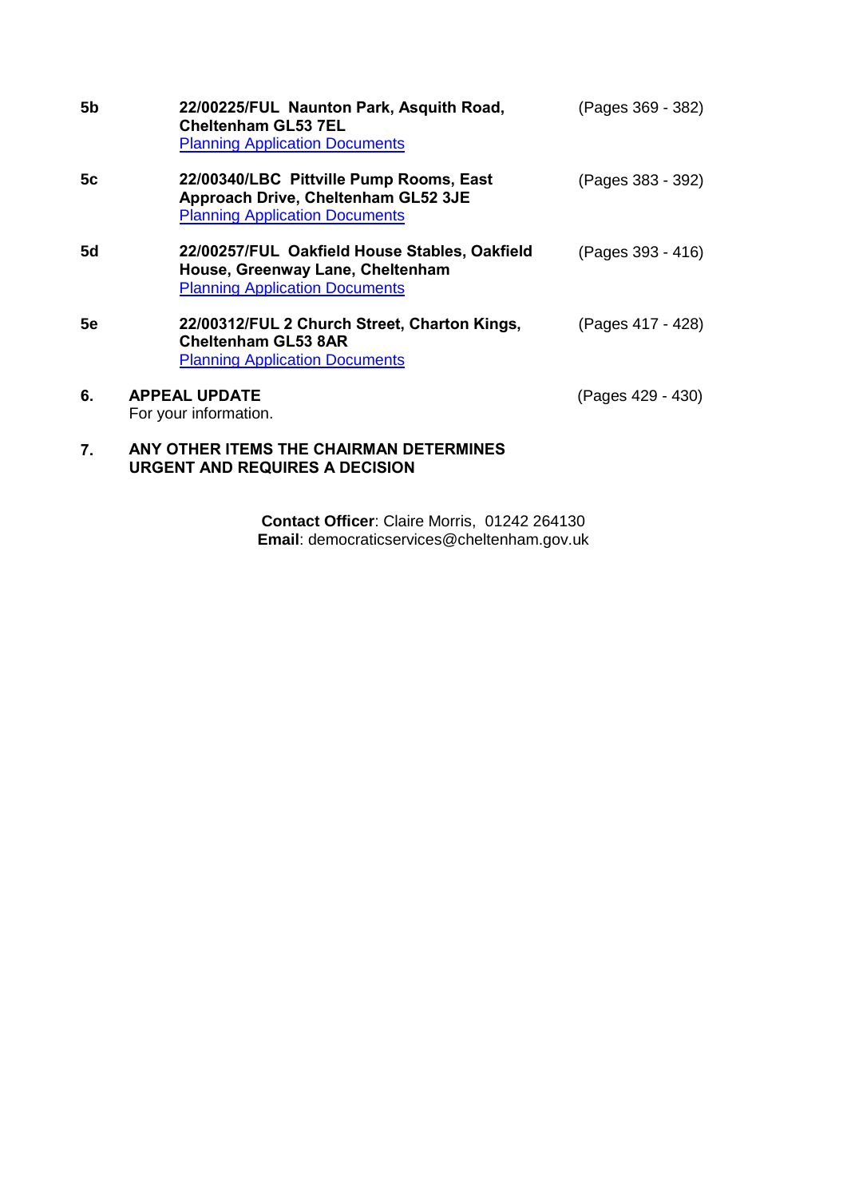**5b** **22/00225/FUL Naunton Park, Asquith Road, Cheltenham GL53 7EL** (Pages 369 - 382)
Planning Application Documents

**5c** **22/00340/LBC Pittville Pump Rooms, East Approach Drive, Cheltenham GL52 3JE** (Pages 383 - 392)
Planning Application Documents

**5d** **22/00257/FUL Oakfield House Stables, Oakfield House, Greenway Lane, Cheltenham** (Pages 393 - 416)
Planning Application Documents

**5e** **22/00312/FUL 2 Church Street, Charton Kings, Cheltenham GL53 8AR** (Pages 417 - 428)
Planning Application Documents

**6.** **APPEAL UPDATE** (Pages 429 - 430)
For your information.

**7.** **ANY OTHER ITEMS THE CHAIRMAN DETERMINES URGENT AND REQUIRES A DECISION**

**Contact Officer**: Claire Morris, 01242 264130
**Email**: democraticservices@cheltenham.gov.uk